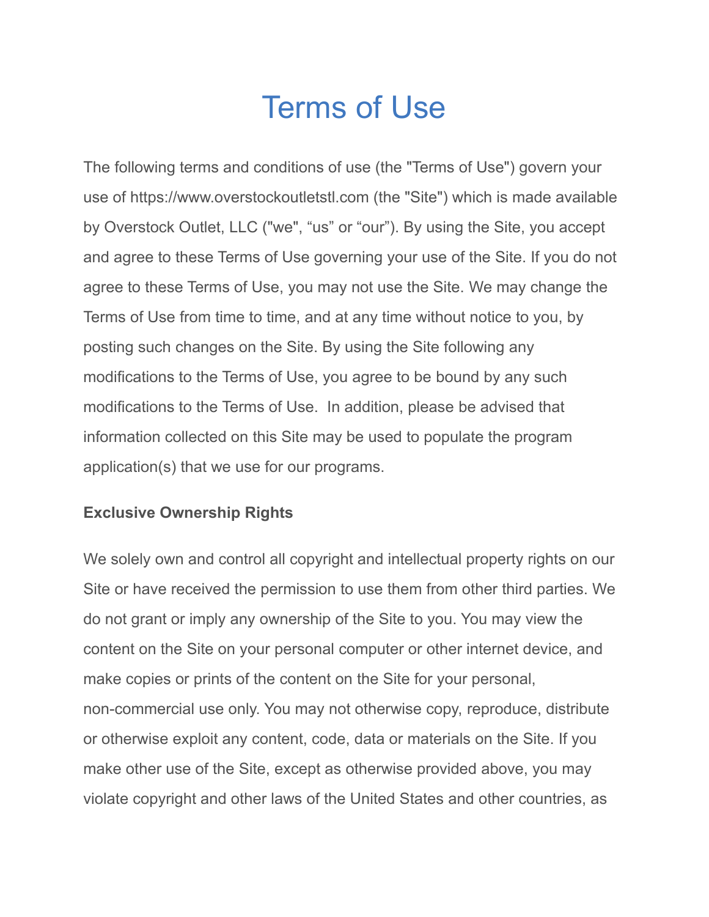# Terms of Use

The following terms and conditions of use (the "Terms of Use") govern your use of https://www.overstockoutletstl.com (the "Site") which is made available by Overstock Outlet, LLC ("we", "us" or "our"). By using the Site, you accept and agree to these Terms of Use governing your use of the Site. If you do not agree to these Terms of Use, you may not use the Site. We may change the Terms of Use from time to time, and at any time without notice to you, by posting such changes on the Site. By using the Site following any modifications to the Terms of Use, you agree to be bound by any such modifications to the Terms of Use. In addition, please be advised that information collected on this Site may be used to populate the program application(s) that we use for our programs.

**Exclusive Ownership Rights**

We solely own and control all copyright and intellectual property rights on our Site or have received the permission to use them from other third parties. We do not grant or imply any ownership of the Site to you. You may view the content on the Site on your personal computer or other internet device, and make copies or prints of the content on the Site for your personal, non-commercial use only. You may not otherwise copy, reproduce, distribute or otherwise exploit any content, code, data or materials on the Site. If you make other use of the Site, except as otherwise provided above, you may violate copyright and other laws of the United States and other countries, as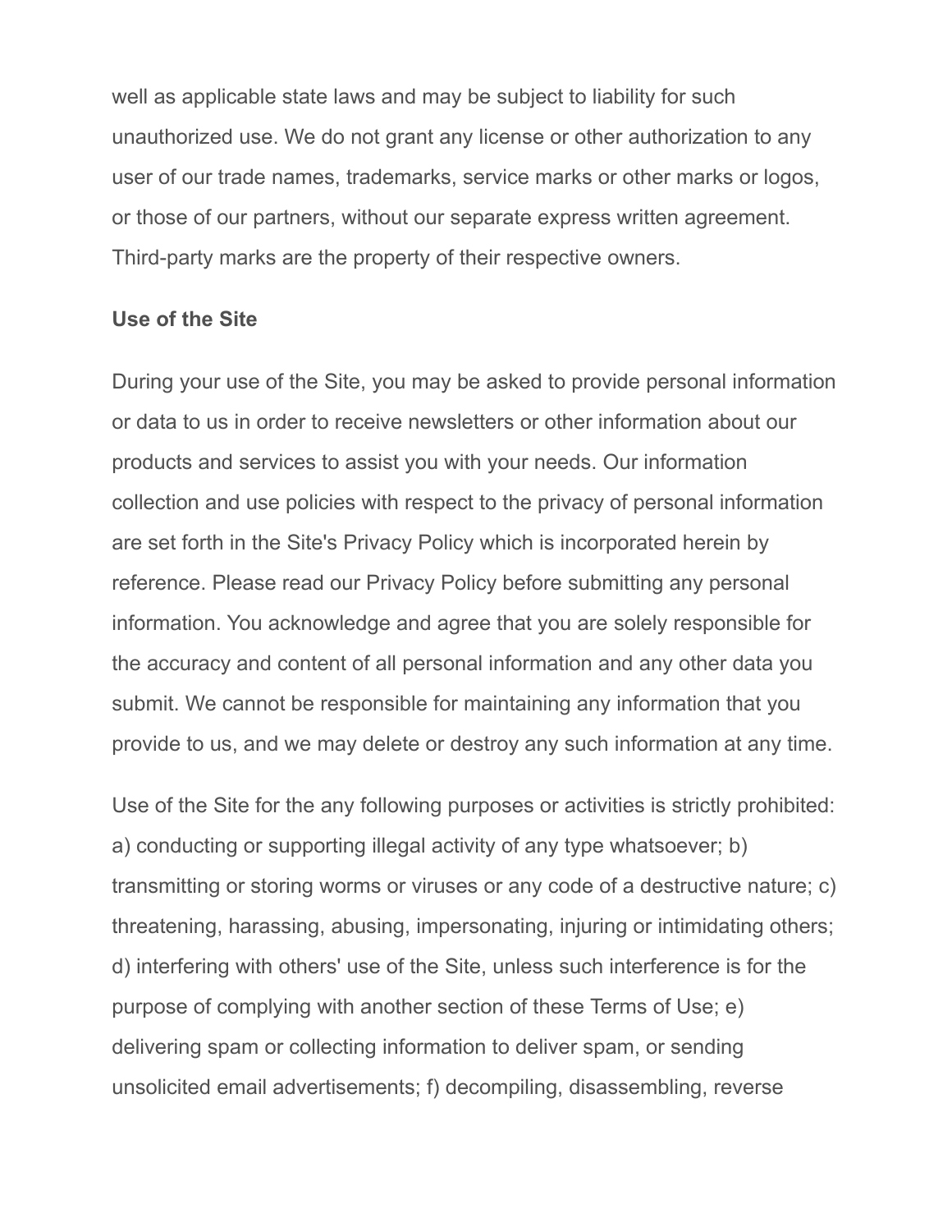well as applicable state laws and may be subject to liability for such unauthorized use. We do not grant any license or other authorization to any user of our trade names, trademarks, service marks or other marks or logos, or those of our partners, without our separate express written agreement. Third-party marks are the property of their respective owners.

**Use of the Site**

During your use of the Site, you may be asked to provide personal information or data to us in order to receive newsletters or other information about our products and services to assist you with your needs. Our information collection and use policies with respect to the privacy of personal information are set forth in the Site's Privacy Policy which is incorporated herein by reference. Please read our Privacy Policy before submitting any personal information. You acknowledge and agree that you are solely responsible for the accuracy and content of all personal information and any other data you submit. We cannot be responsible for maintaining any information that you provide to us, and we may delete or destroy any such information at any time.

Use of the Site for the any following purposes or activities is strictly prohibited: a) conducting or supporting illegal activity of any type whatsoever; b) transmitting or storing worms or viruses or any code of a destructive nature; c) threatening, harassing, abusing, impersonating, injuring or intimidating others; d) interfering with others' use of the Site, unless such interference is for the purpose of complying with another section of these Terms of Use; e) delivering spam or collecting information to deliver spam, or sending unsolicited email advertisements; f) decompiling, disassembling, reverse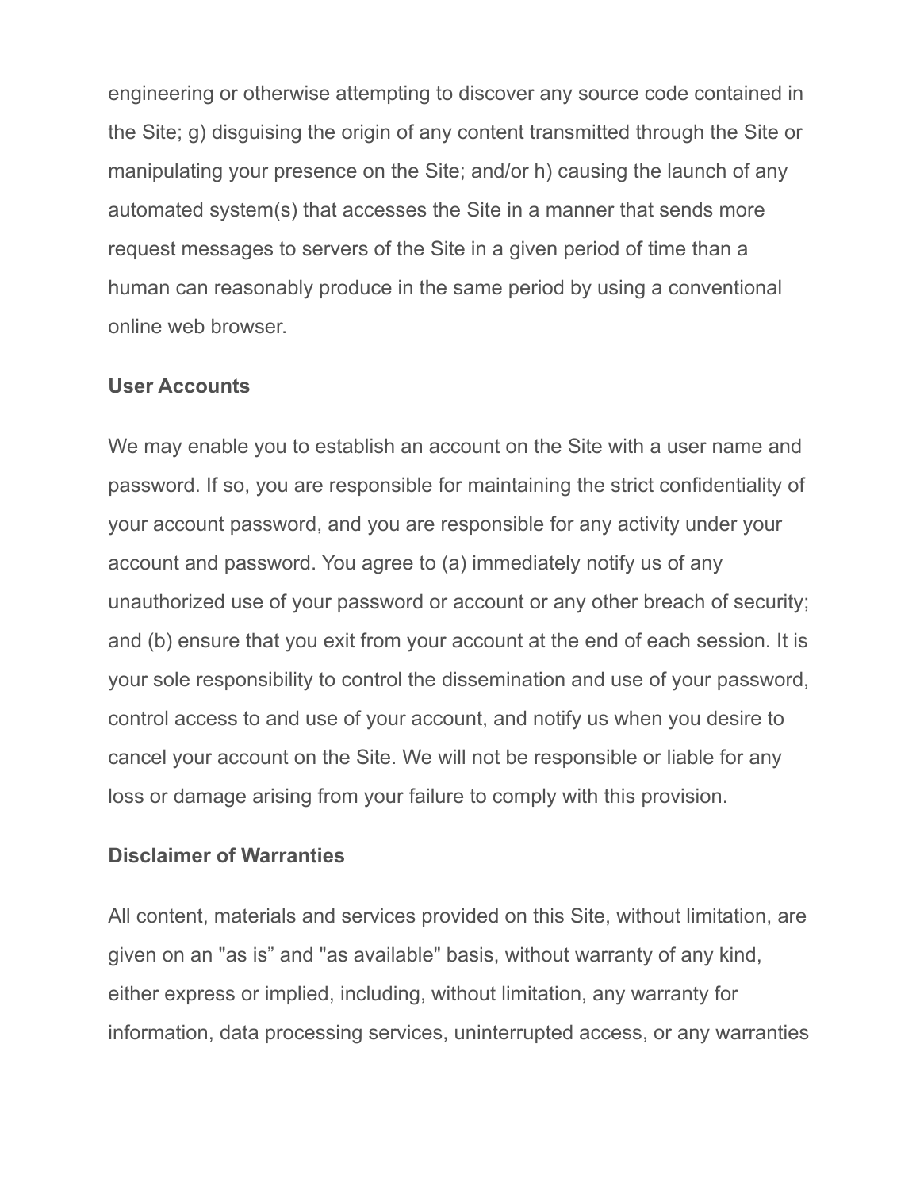engineering or otherwise attempting to discover any source code contained in the Site; g) disguising the origin of any content transmitted through the Site or manipulating your presence on the Site; and/or h) causing the launch of any automated system(s) that accesses the Site in a manner that sends more request messages to servers of the Site in a given period of time than a human can reasonably produce in the same period by using a conventional online web browser.

**User Accounts**

We may enable you to establish an account on the Site with a user name and password. If so, you are responsible for maintaining the strict confidentiality of your account password, and you are responsible for any activity under your account and password. You agree to (a) immediately notify us of any unauthorized use of your password or account or any other breach of security; and (b) ensure that you exit from your account at the end of each session. It is your sole responsibility to control the dissemination and use of your password, control access to and use of your account, and notify us when you desire to cancel your account on the Site. We will not be responsible or liable for any loss or damage arising from your failure to comply with this provision.

**Disclaimer of Warranties**

All content, materials and services provided on this Site, without limitation, are given on an "as is" and "as available" basis, without warranty of any kind, either express or implied, including, without limitation, any warranty for information, data processing services, uninterrupted access, or any warranties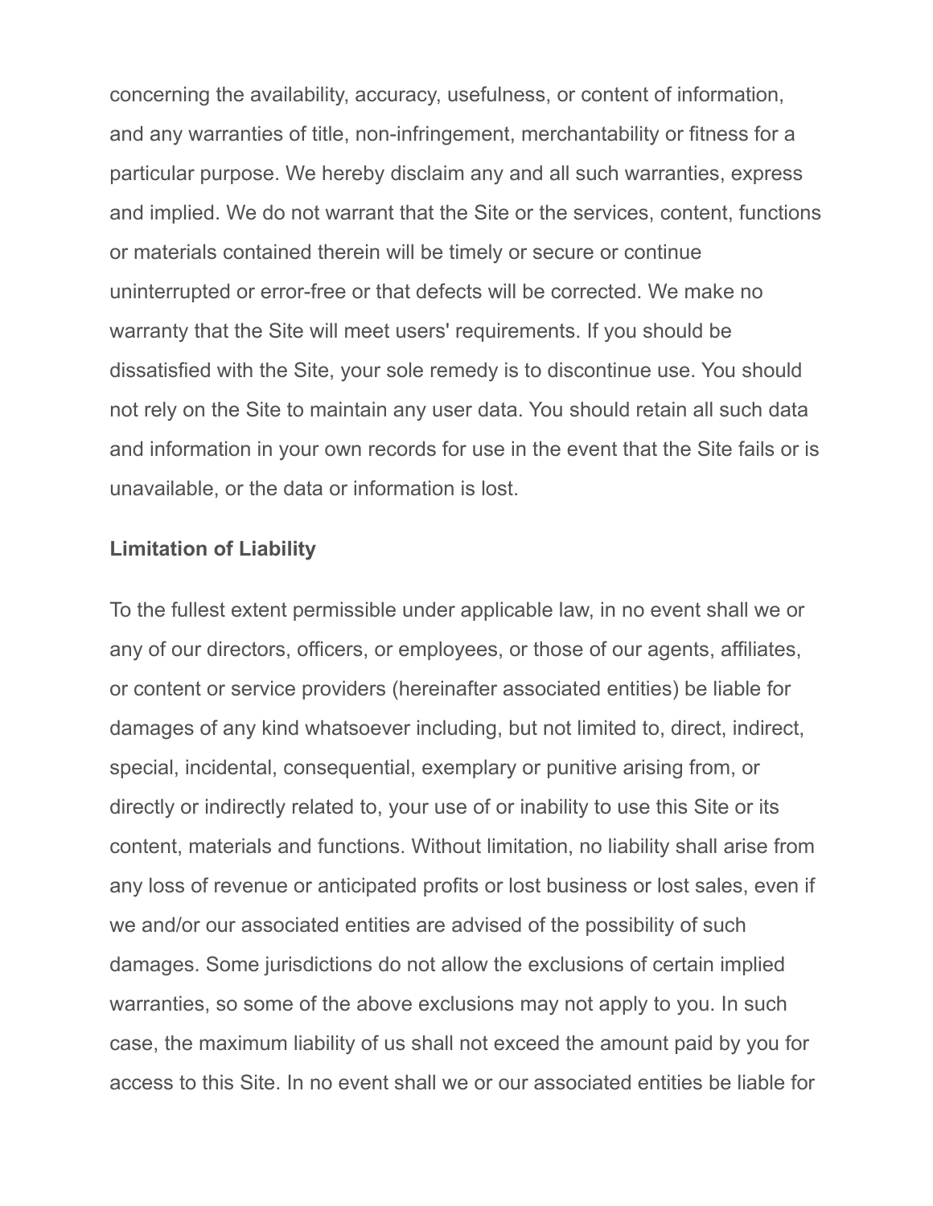concerning the availability, accuracy, usefulness, or content of information, and any warranties of title, non-infringement, merchantability or fitness for a particular purpose. We hereby disclaim any and all such warranties, express and implied. We do not warrant that the Site or the services, content, functions or materials contained therein will be timely or secure or continue uninterrupted or error-free or that defects will be corrected. We make no warranty that the Site will meet users' requirements. If you should be dissatisfied with the Site, your sole remedy is to discontinue use. You should not rely on the Site to maintain any user data. You should retain all such data and information in your own records for use in the event that the Site fails or is unavailable, or the data or information is lost.

**Limitation of Liability**

To the fullest extent permissible under applicable law, in no event shall we or any of our directors, officers, or employees, or those of our agents, affiliates, or content or service providers (hereinafter associated entities) be liable for damages of any kind whatsoever including, but not limited to, direct, indirect, special, incidental, consequential, exemplary or punitive arising from, or directly or indirectly related to, your use of or inability to use this Site or its content, materials and functions. Without limitation, no liability shall arise from any loss of revenue or anticipated profits or lost business or lost sales, even if we and/or our associated entities are advised of the possibility of such damages. Some jurisdictions do not allow the exclusions of certain implied warranties, so some of the above exclusions may not apply to you. In such case, the maximum liability of us shall not exceed the amount paid by you for access to this Site. In no event shall we or our associated entities be liable for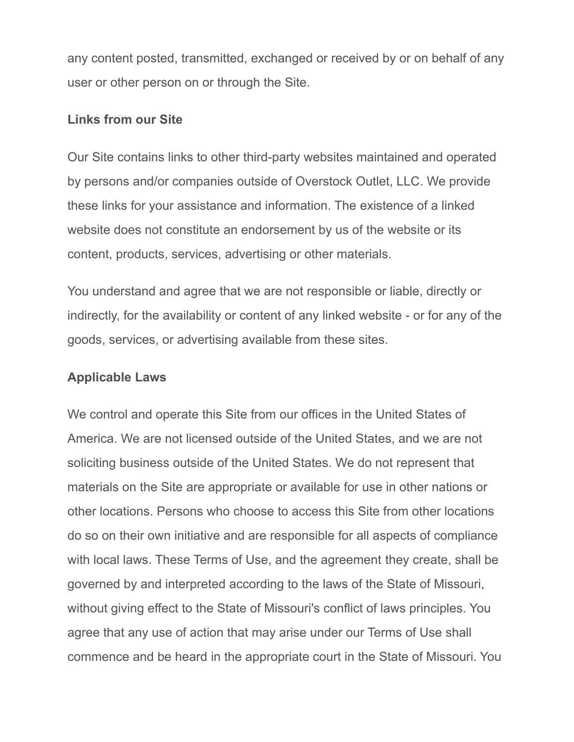any content posted, transmitted, exchanged or received by or on behalf of any user or other person on or through the Site.

**Links from our Site**

Our Site contains links to other third-party websites maintained and operated by persons and/or companies outside of Overstock Outlet, LLC. We provide these links for your assistance and information. The existence of a linked website does not constitute an endorsement by us of the website or its content, products, services, advertising or other materials.

You understand and agree that we are not responsible or liable, directly or indirectly, for the availability or content of any linked website - or for any of the goods, services, or advertising available from these sites.

**Applicable Laws**

We control and operate this Site from our offices in the United States of America. We are not licensed outside of the United States, and we are not soliciting business outside of the United States. We do not represent that materials on the Site are appropriate or available for use in other nations or other locations. Persons who choose to access this Site from other locations do so on their own initiative and are responsible for all aspects of compliance with local laws. These Terms of Use, and the agreement they create, shall be governed by and interpreted according to the laws of the State of Missouri, without giving effect to the State of Missouri's conflict of laws principles. You agree that any use of action that may arise under our Terms of Use shall commence and be heard in the appropriate court in the State of Missouri. You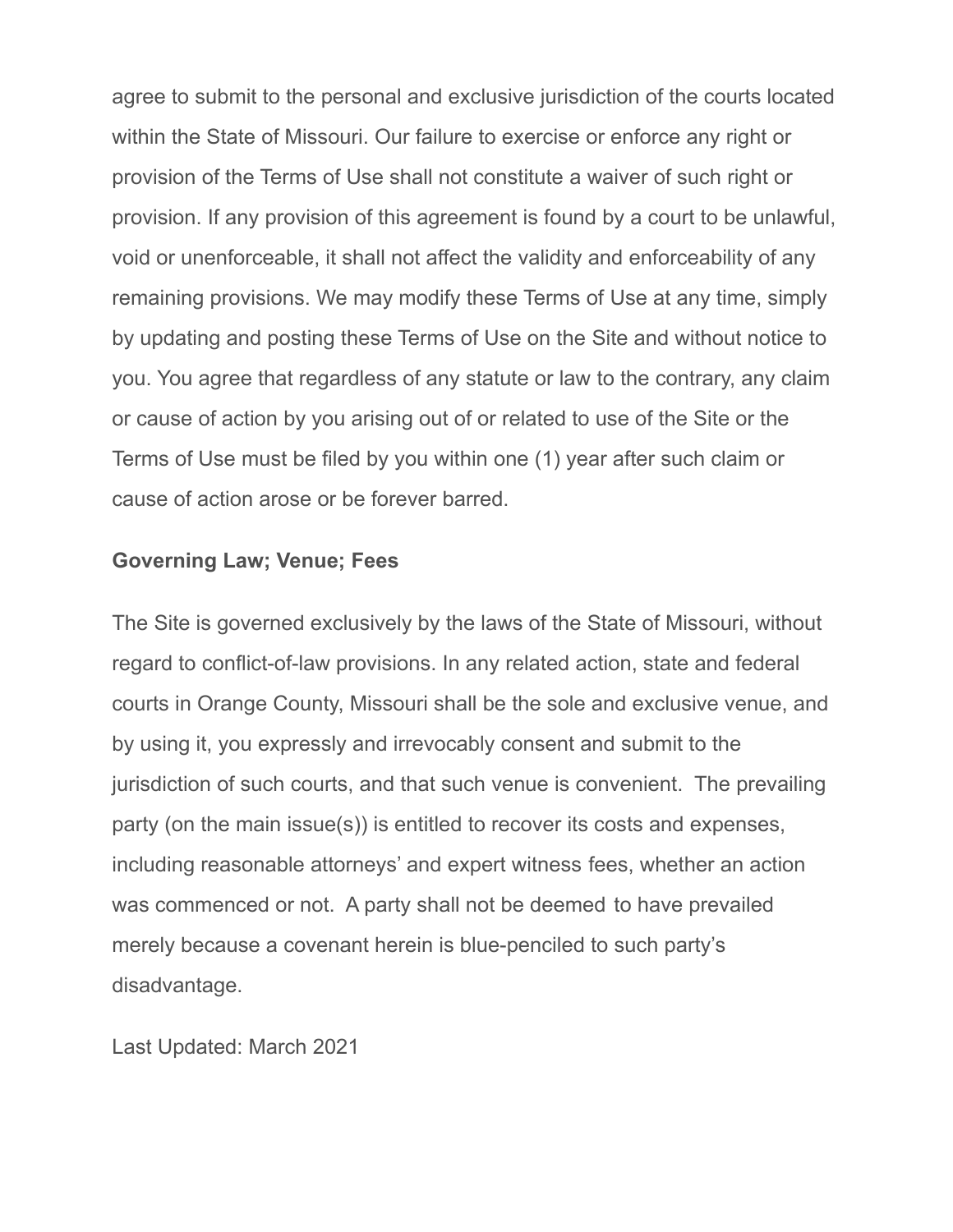agree to submit to the personal and exclusive jurisdiction of the courts located within the State of Missouri. Our failure to exercise or enforce any right or provision of the Terms of Use shall not constitute a waiver of such right or provision. If any provision of this agreement is found by a court to be unlawful, void or unenforceable, it shall not affect the validity and enforceability of any remaining provisions. We may modify these Terms of Use at any time, simply by updating and posting these Terms of Use on the Site and without notice to you. You agree that regardless of any statute or law to the contrary, any claim or cause of action by you arising out of or related to use of the Site or the Terms of Use must be filed by you within one (1) year after such claim or cause of action arose or be forever barred.

**Governing Law; Venue; Fees**

The Site is governed exclusively by the laws of the State of Missouri, without regard to conflict-of-law provisions. In any related action, state and federal courts in Orange County, Missouri shall be the sole and exclusive venue, and by using it, you expressly and irrevocably consent and submit to the jurisdiction of such courts, and that such venue is convenient. The prevailing party (on the main issue(s)) is entitled to recover its costs and expenses, including reasonable attorneys' and expert witness fees, whether an action was commenced or not. A party shall not be deemed to have prevailed merely because a covenant herein is blue-penciled to such party's disadvantage.

Last Updated: March 2021